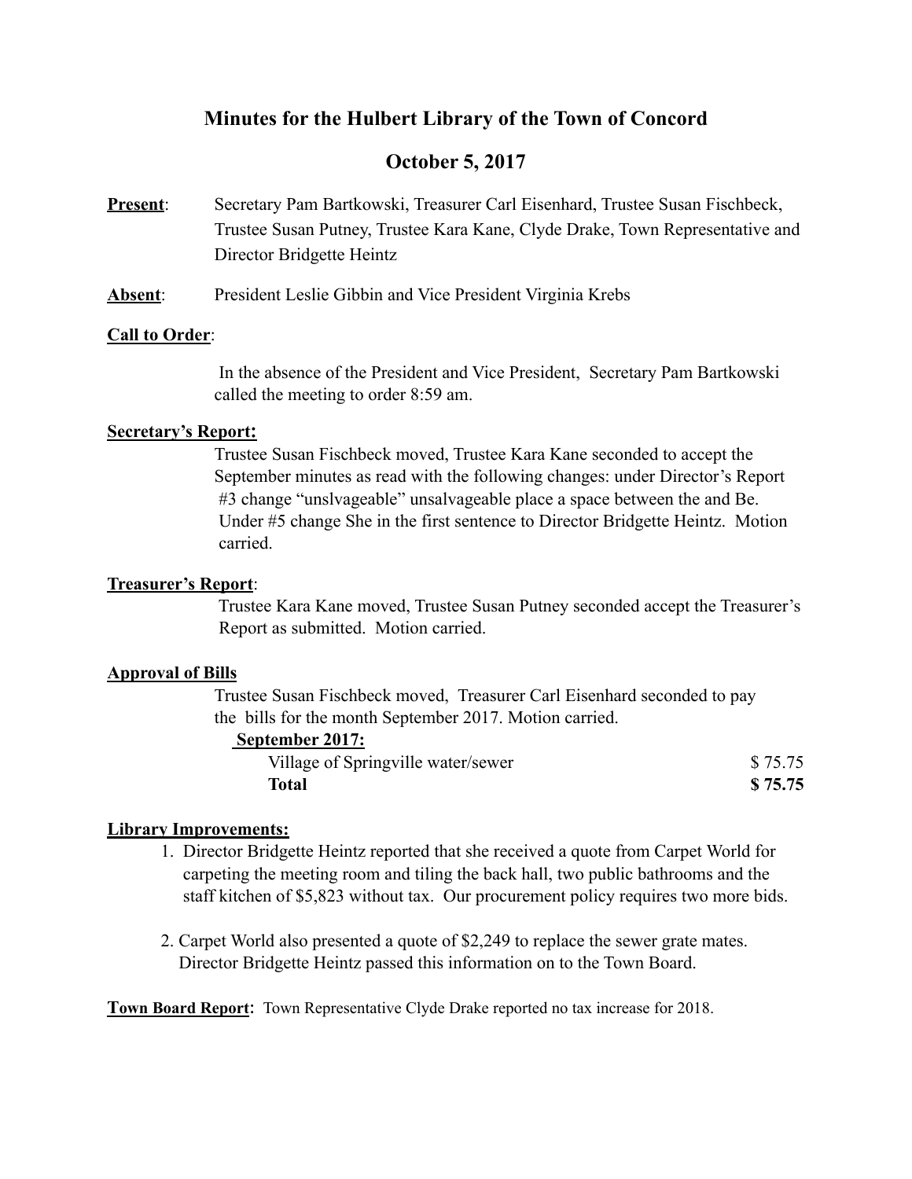# Minutes for the Hulbert Library of the Town of Concord

## October 5, 2017

**Present**: Secretary Pam Bartkowski, Treasurer Carl Eisenhard, Trustee Susan Fischbeck, Trustee Susan Putney, Trustee Kara Kane, Clyde Drake, Town Representative and Director Bridgette Heintz

**Absent**: President Leslie Gibbin and Vice President Virginia Krebs

**Call to Order**:

In the absence of the President and Vice President, Secretary Pam Bartkowski called the meeting to order 8:59 am.

**Secretary's Report:**

Trustee Susan Fischbeck moved, Trustee Kara Kane seconded to accept the September minutes as read with the following changes: under Director's Report #3 change "unslvageable" unsalvageable place a space between the and Be. Under #5 change She in the first sentence to Director Bridgette Heintz. Motion carried.

**Treasurer's Report**:

Trustee Kara Kane moved, Trustee Susan Putney seconded accept the Treasurer's Report as submitted. Motion carried.

**Approval of Bills**

Trustee Susan Fischbeck moved, Treasurer Carl Eisenhard seconded to pay the bills for the month September 2017. Motion carried.

**September 2017:**

| | |
|---|---|
| Village of Springville water/sewer | $ 75.75 |
| **Total** | **$ 75.75** |

**Library Improvements:**

1. Director Bridgette Heintz reported that she received a quote from Carpet World for carpeting the meeting room and tiling the back hall, two public bathrooms and the staff kitchen of $5,823 without tax. Our procurement policy requires two more bids.

2. Carpet World also presented a quote of $2,249 to replace the sewer grate mates. Director Bridgette Heintz passed this information on to the Town Board.

**Town Board Report:** Town Representative Clyde Drake reported no tax increase for 2018.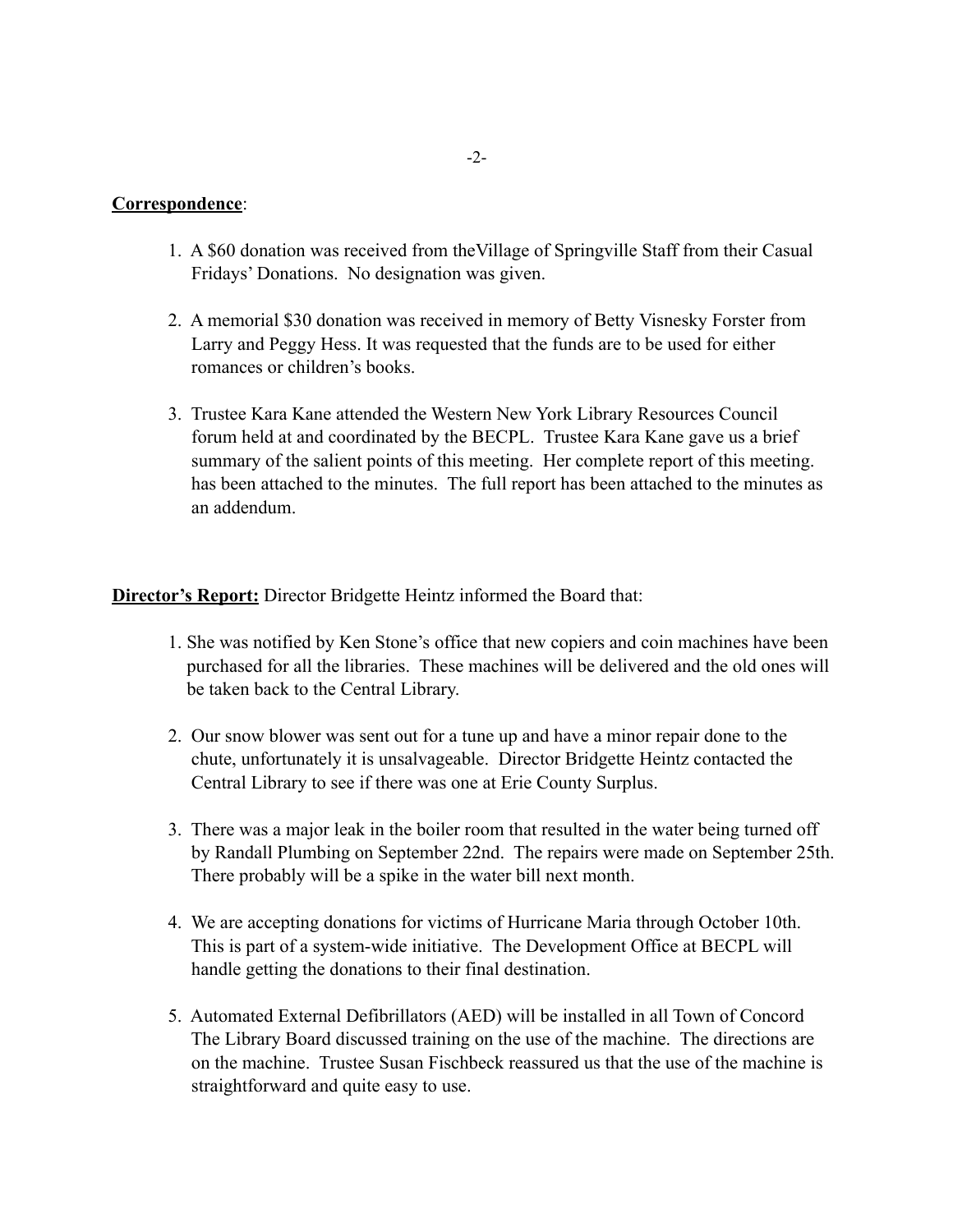**Correspondence**:

1. A $60 donation was received from theVillage of Springville Staff from their Casual Fridays' Donations. No designation was given.

2. A memorial $30 donation was received in memory of Betty Visnesky Forster from Larry and Peggy Hess. It was requested that the funds are to be used for either romances or children's books.

3. Trustee Kara Kane attended the Western New York Library Resources Council forum held at and coordinated by the BECPL. Trustee Kara Kane gave us a brief summary of the salient points of this meeting. Her complete report of this meeting. has been attached to the minutes. The full report has been attached to the minutes as an addendum.

**Director's Report:** Director Bridgette Heintz informed the Board that:

1. She was notified by Ken Stone's office that new copiers and coin machines have been purchased for all the libraries. These machines will be delivered and the old ones will be taken back to the Central Library.

2. Our snow blower was sent out for a tune up and have a minor repair done to the chute, unfortunately it is unsalvageable. Director Bridgette Heintz contacted the Central Library to see if there was one at Erie County Surplus.

3. There was a major leak in the boiler room that resulted in the water being turned off by Randall Plumbing on September 22nd. The repairs were made on September 25th. There probably will be a spike in the water bill next month.

4. We are accepting donations for victims of Hurricane Maria through October 10th. This is part of a system-wide initiative. The Development Office at BECPL will handle getting the donations to their final destination.

5. Automated External Defibrillators (AED) will be installed in all Town of Concord The Library Board discussed training on the use of the machine. The directions are on the machine. Trustee Susan Fischbeck reassured us that the use of the machine is straightforward and quite easy to use.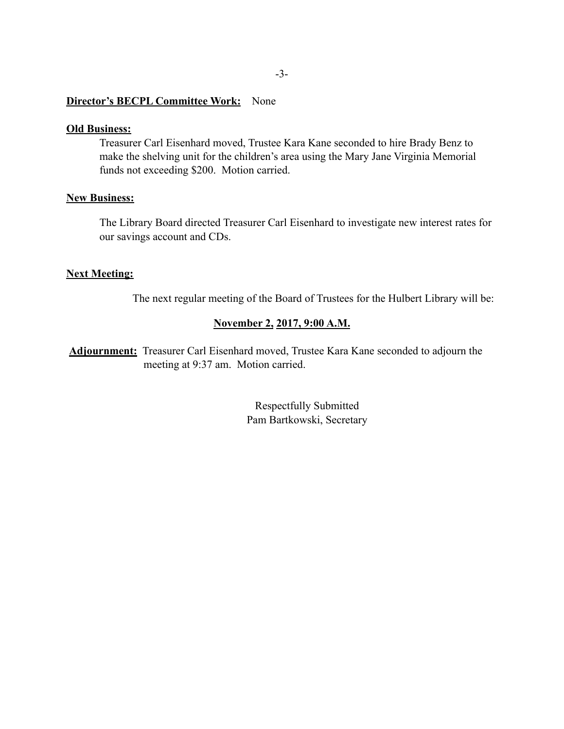**Director's BECPL Committee Work:** None

**Old Business:**

Treasurer Carl Eisenhard moved, Trustee Kara Kane seconded to hire Brady Benz to make the shelving unit for the children's area using the Mary Jane Virginia Memorial funds not exceeding $200. Motion carried.

**New Business:**

The Library Board directed Treasurer Carl Eisenhard to investigate new interest rates for our savings account and CDs.

**Next Meeting:**

The next regular meeting of the Board of Trustees for the Hulbert Library will be:

**November 2, 2017, 9:00 A.M.**

**Adjournment:** Treasurer Carl Eisenhard moved, Trustee Kara Kane seconded to adjourn the meeting at 9:37 am. Motion carried.

Respectfully Submitted
Pam Bartkowski, Secretary